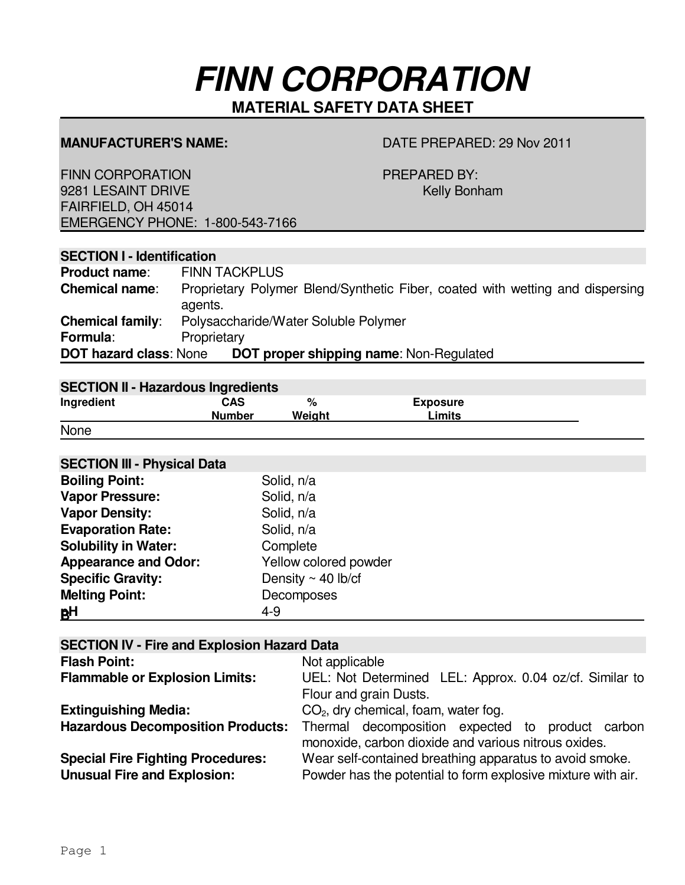# FINN CORPORATION

## MATERIAL SAFETY DATA SHEET

**MANUFACTURER'S NAME:**

FINN CORPORATION
9281 LESAINT DRIVE
FAIRFIELD, OH 45014
EMERGENCY PHONE: 1-800-543-7166

DATE PREPARED: 29 Nov 2011

PREPARED BY:
Kelly Bonham

### SECTION I - Identification

**Product name**: FINN TACKPLUS
**Chemical name**: Proprietary Polymer Blend/Synthetic Fiber, coated with wetting and dispersing agents.
**Chemical family**: Polysaccharide/Water Soluble Polymer
**Formula**: Proprietary
**DOT hazard class**: None **DOT proper shipping name**: Non-Regulated

### SECTION II - Hazardous Ingredients

| Ingredient | CAS Number | % Weight | Exposure Limits |
|---|---|---|---|
| None | | | |

### SECTION III - Physical Data

| | |
|---|---|
| **Boiling Point:** | Solid, n/a |
| **Vapor Pressure:** | Solid, n/a |
| **Vapor Density:** | Solid, n/a |
| **Evaporation Rate:** | Solid, n/a |
| **Solubility in Water:** | Complete |
| **Appearance and Odor:** | Yellow colored powder |
| **Specific Gravity:** | Density ~ 40 lb/cf |
| **Melting Point:** | Decomposes |
| **pH** | 4-9 |

### SECTION IV - Fire and Explosion Hazard Data

| | |
|---|---|
| **Flash Point:** | Not applicable |
| **Flammable or Explosion Limits:** | UEL: Not Determined LEL: Approx. 0.04 oz/cf. Similar to Flour and grain Dusts. |
| **Extinguishing Media:** | $CO_2$, dry chemical, foam, water fog. |
| **Hazardous Decomposition Products:** | Thermal decomposition expected to product carbon monoxide, carbon dioxide and various nitrous oxides. |
| **Special Fire Fighting Procedures:** | Wear self-contained breathing apparatus to avoid smoke. |
| **Unusual Fire and Explosion:** | Powder has the potential to form explosive mixture with air. |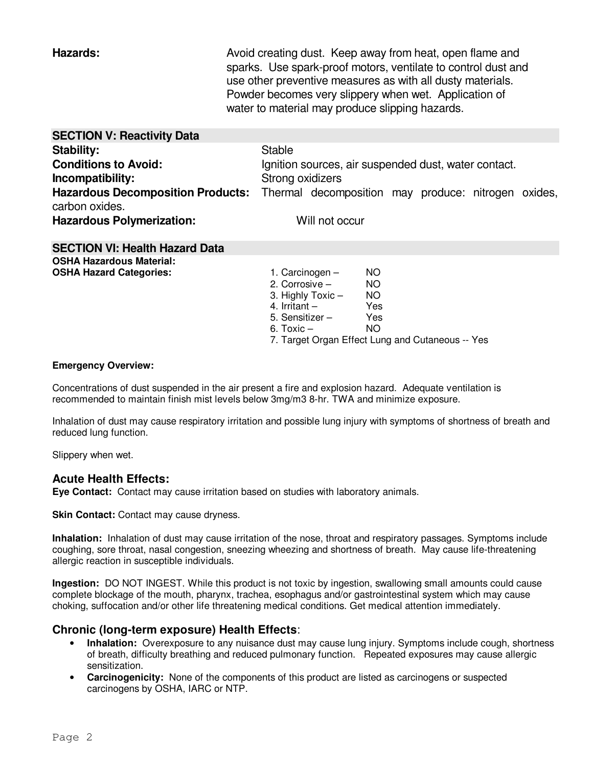**Hazards:** Avoid creating dust. Keep away from heat, open flame and sparks. Use spark-proof motors, ventilate to control dust and use other preventive measures as with all dusty materials. Powder becomes very slippery when wet. Application of water to material may produce slipping hazards.

## SECTION V: Reactivity Data

**Stability:** Stable

**Conditions to Avoid:** Ignition sources, air suspended dust, water contact.

**Incompatibility:** Strong oxidizers

**Hazardous Decomposition Products:** Thermal decomposition may produce: nitrogen oxides, carbon oxides.

**Hazardous Polymerization:** Will not occur

## SECTION VI: Health Hazard Data

**OSHA Hazardous Material:**

**OSHA Hazard Categories:**

1. Carcinogen – NO
2. Corrosive – NO
3. Highly Toxic – NO
4. Irritant – Yes
5. Sensitizer – Yes
6. Toxic – NO
7. Target Organ Effect Lung and Cutaneous -- Yes

**Emergency Overview:**

Concentrations of dust suspended in the air present a fire and explosion hazard. Adequate ventilation is recommended to maintain finish mist levels below 3mg/m3 8-hr. TWA and minimize exposure.

Inhalation of dust may cause respiratory irritation and possible lung injury with symptoms of shortness of breath and reduced lung function.

Slippery when wet.

### Acute Health Effects:

**Eye Contact:** Contact may cause irritation based on studies with laboratory animals.

**Skin Contact:** Contact may cause dryness.

**Inhalation:** Inhalation of dust may cause irritation of the nose, throat and respiratory passages. Symptoms include coughing, sore throat, nasal congestion, sneezing wheezing and shortness of breath. May cause life-threatening allergic reaction in susceptible individuals.

**Ingestion:** DO NOT INGEST. While this product is not toxic by ingestion, swallowing small amounts could cause complete blockage of the mouth, pharynx, trachea, esophagus and/or gastrointestinal system which may cause choking, suffocation and/or other life threatening medical conditions. Get medical attention immediately.

### Chronic (long-term exposure) Health Effects:

- **Inhalation:** Overexposure to any nuisance dust may cause lung injury. Symptoms include cough, shortness of breath, difficulty breathing and reduced pulmonary function. Repeated exposures may cause allergic sensitization.
- **Carcinogenicity:** None of the components of this product are listed as carcinogens or suspected carcinogens by OSHA, IARC or NTP.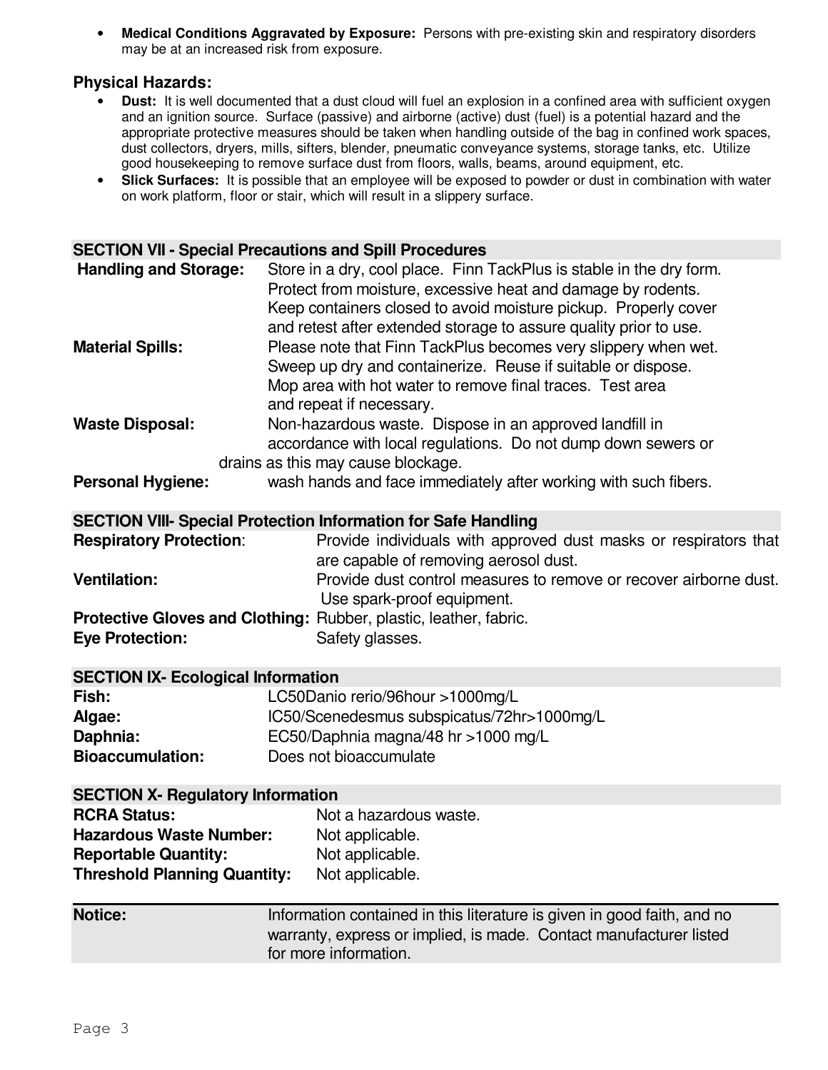- **Medical Conditions Aggravated by Exposure:** Persons with pre-existing skin and respiratory disorders may be at an increased risk from exposure.

### Physical Hazards:

- **Dust:** It is well documented that a dust cloud will fuel an explosion in a confined area with sufficient oxygen and an ignition source. Surface (passive) and airborne (active) dust (fuel) is a potential hazard and the appropriate protective measures should be taken when handling outside of the bag in confined work spaces, dust collectors, dryers, mills, sifters, blender, pneumatic conveyance systems, storage tanks, etc. Utilize good housekeeping to remove surface dust from floors, walls, beams, around equipment, etc.
- **Slick Surfaces:** It is possible that an employee will be exposed to powder or dust in combination with water on work platform, floor or stair, which will result in a slippery surface.

## SECTION VII - Special Precautions and Spill Procedures

**Handling and Storage:** Store in a dry, cool place. Finn TackPlus is stable in the dry form. Protect from moisture, excessive heat and damage by rodents. Keep containers closed to avoid moisture pickup. Properly cover and retest after extended storage to assure quality prior to use.

**Material Spills:** Please note that Finn TackPlus becomes very slippery when wet. Sweep up dry and containerize. Reuse if suitable or dispose. Mop area with hot water to remove final traces. Test area and repeat if necessary.

**Waste Disposal:** Non-hazardous waste. Dispose in an approved landfill in accordance with local regulations. Do not dump down sewers or drains as this may cause blockage.

**Personal Hygiene:** wash hands and face immediately after working with such fibers.

## SECTION VIII- Special Protection Information for Safe Handling

**Respiratory Protection**: Provide individuals with approved dust masks or respirators that are capable of removing aerosol dust.

**Ventilation:** Provide dust control measures to remove or recover airborne dust. Use spark-proof equipment.

**Protective Gloves and Clothing:** Rubber, plastic, leather, fabric.

**Eye Protection:** Safety glasses.

## SECTION IX- Ecological Information

**Fish:** LC50Danio rerio/96hour >1000mg/L

**Algae:** IC50/Scenedesmus subspicatus/72hr>1000mg/L

**Daphnia:** EC50/Daphnia magna/48 hr >1000 mg/L

**Bioaccumulation:** Does not bioaccumulate

## SECTION X- Regulatory Information

**RCRA Status:** Not a hazardous waste.

**Hazardous Waste Number:** Not applicable.

**Reportable Quantity:** Not applicable.

**Threshold Planning Quantity:** Not applicable.

---

**Notice:** Information contained in this literature is given in good faith, and no warranty, express or implied, is made. Contact manufacturer listed for more information.